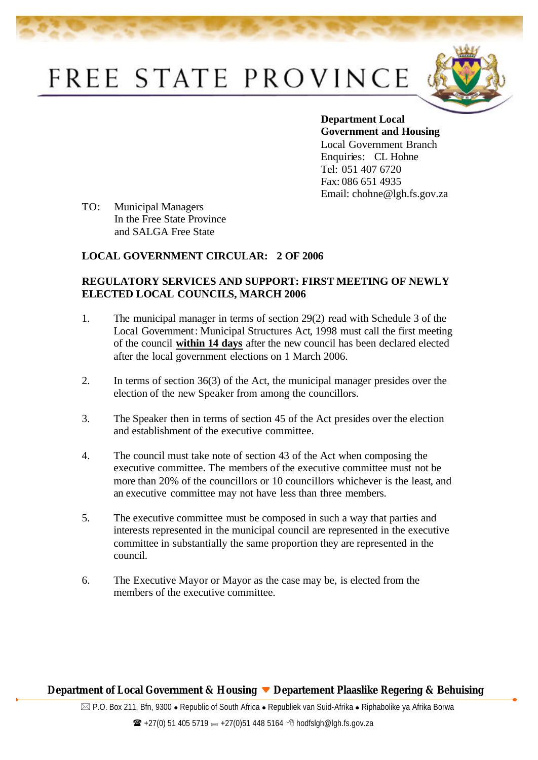# FREE STATE PROVINCE

**Department Local Government and Housing**
Local Government Branch
Enquiries: CL Hohne
Tel: 051 407 6720
Fax: 086 651 4935
Email: chohne@lgh.fs.gov.za

TO: Municipal Managers
In the Free State Province
and SALGA Free State

**LOCAL GOVERNMENT CIRCULAR: 2 OF 2006**

**REGULATORY SERVICES AND SUPPORT: FIRST MEETING OF NEWLY ELECTED LOCAL COUNCILS, MARCH 2006**

1. The municipal manager in terms of section 29(2) read with Schedule 3 of the Local Government: Municipal Structures Act, 1998 must call the first meeting of the council **<u>within 14 days</u>** after the new council has been declared elected after the local government elections on 1 March 2006.

2. In terms of section 36(3) of the Act, the municipal manager presides over the election of the new Speaker from among the councillors.

3. The Speaker then in terms of section 45 of the Act presides over the election and establishment of the executive committee.

4. The council must take note of section 43 of the Act when composing the executive committee. The members of the executive committee must not be more than 20% of the councillors or 10 councillors whichever is the least, and an executive committee may not have less than three members.

5. The executive committee must be composed in such a way that parties and interests represented in the municipal council are represented in the executive committee in substantially the same proportion they are represented in the council.

6. The Executive Mayor or Mayor as the case may be, is elected from the members of the executive committee.

**Department of Local Government & Housing ▼ Departement Plaaslike Regering & Behuising**

P.O. Box 211, Bfn, 9300 • Republic of South Africa • Republiek van Suid-Afrika • Riphabolike ya Afrika Borwa

+27(0) 51 405 5719 +27(0)51 448 5164 hodfslgh@lgh.fs.gov.za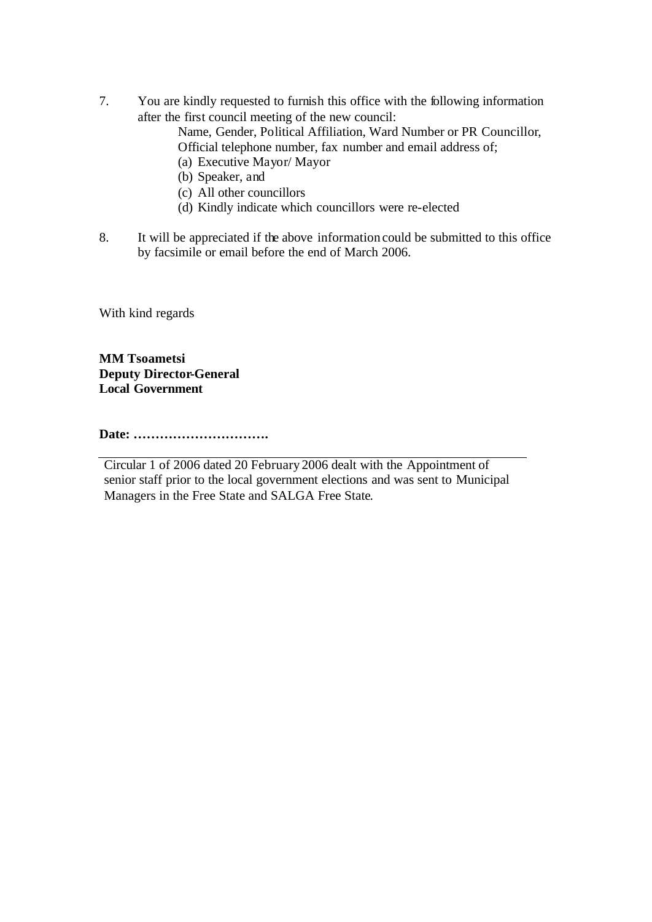7. You are kindly requested to furnish this office with the following information after the first council meeting of the new council:

   Name, Gender, Political Affiliation, Ward Number or PR Councillor, Official telephone number, fax number and email address of;

   (a) Executive Mayor/ Mayor
   (b) Speaker, and
   (c) All other councillors
   (d) Kindly indicate which councillors were re-elected

8. It will be appreciated if the above information could be submitted to this office by facsimile or email before the end of March 2006.

With kind regards

**MM Tsoametsi**
**Deputy Director-General**
**Local Government**

**Date: ………………………….**

---

Circular 1 of 2006 dated 20 February 2006 dealt with the Appointment of senior staff prior to the local government elections and was sent to Municipal Managers in the Free State and SALGA Free State.